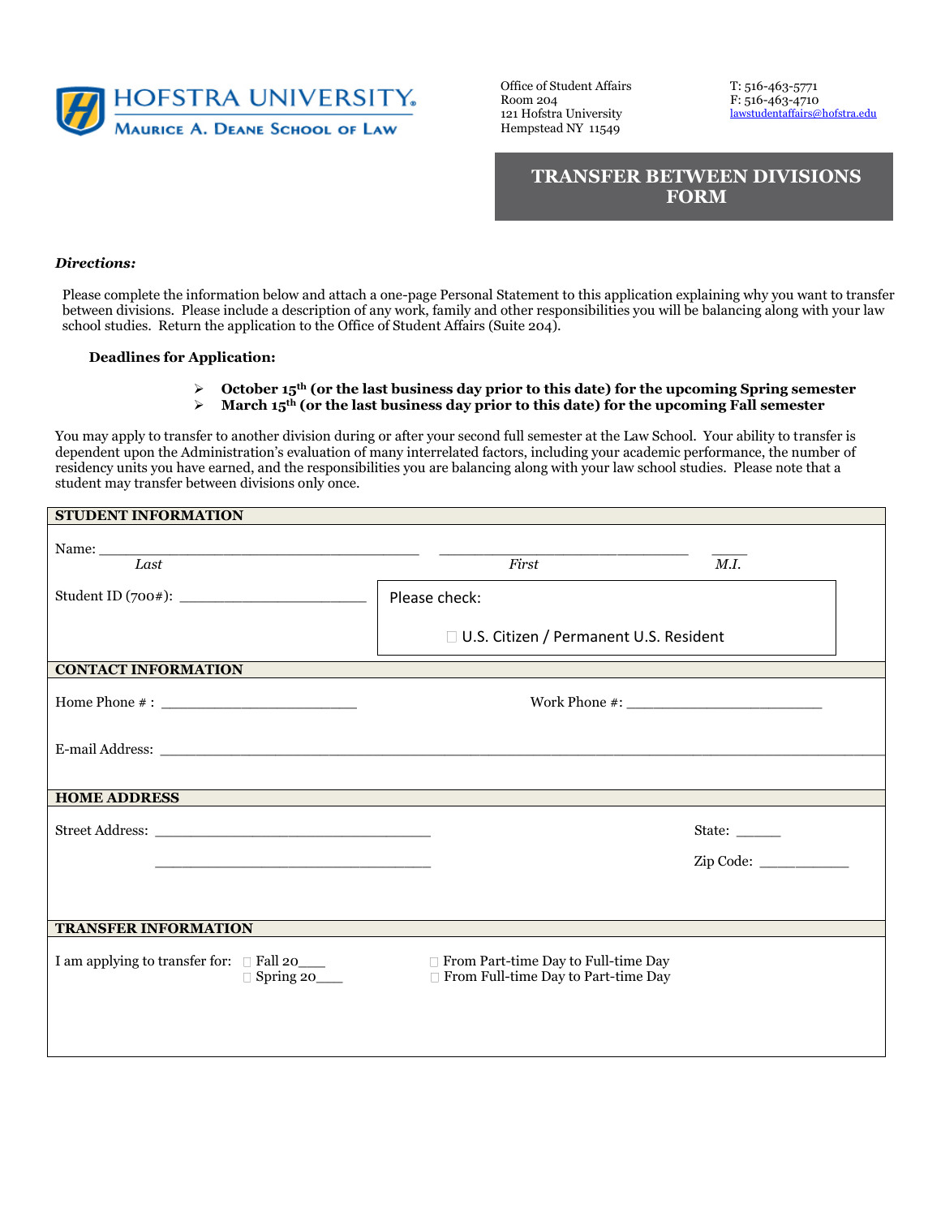**HOFSTRA UNIVERSITY**
**MAURICE A. DEANE SCHOOL OF LAW**

Office of Student Affairs
Room 204
121 Hofstra University
Hempstead NY 11549

T: 516-463-5771
F: 516-463-4710
lawstudentaffairs@hofstra.edu

# TRANSFER BETWEEN DIVISIONS FORM

***Directions:***

Please complete the information below and attach a one-page Personal Statement to this application explaining why you want to transfer between divisions. Please include a description of any work, family and other responsibilities you will be balancing along with your law school studies. Return the application to the Office of Student Affairs (Suite 204).

**Deadlines for Application:**

- **October 15th (or the last business day prior to this date) for the upcoming Spring semester**
- **March 15th (or the last business day prior to this date) for the upcoming Fall semester**

You may apply to transfer to another division during or after your second full semester at the Law School. Your ability to transfer is dependent upon the Administration's evaluation of many interrelated factors, including your academic performance, the number of residency units you have earned, and the responsibilities you are balancing along with your law school studies. Please note that a student may transfer between divisions only once.

**STUDENT INFORMATION**

Name: ______________________________________ ______________________________ ____
*Last* *First* *M.I.*

Student ID (700#): ______________________

Please check:

☐ U.S. Citizen / Permanent U.S. Resident

**CONTACT INFORMATION**

Home Phone # : ________________________ Work Phone #: ________________________

E-mail Address: ________________________________________________________________

**HOME ADDRESS**

Street Address: __________________________________ State: _____

__________________________________ Zip Code: ___________

**TRANSFER INFORMATION**

I am applying to transfer for:
☐ Fall 20___
☐ Spring 20___

☐ From Part-time Day to Full-time Day
☐ From Full-time Day to Part-time Day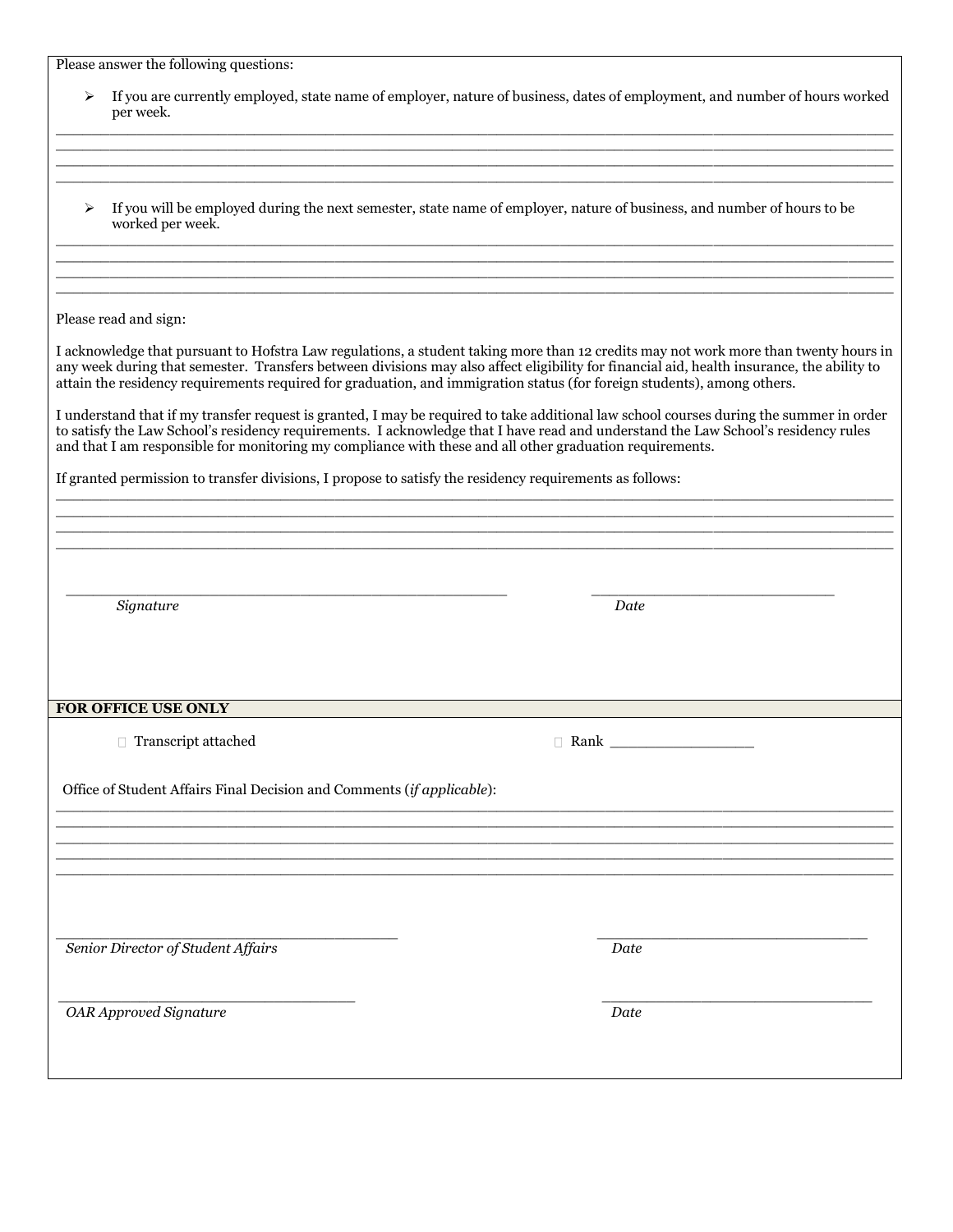Please answer the following questions:

- If you are currently employed, state name of employer, nature of business, dates of employment, and number of hours worked per week.

______________________________________________________________________________________________
______________________________________________________________________________________________
______________________________________________________________________________________________
______________________________________________________________________________________________

- If you will be employed during the next semester, state name of employer, nature of business, and number of hours to be worked per week.

______________________________________________________________________________________________
______________________________________________________________________________________________
______________________________________________________________________________________________
______________________________________________________________________________________________

Please read and sign:

I acknowledge that pursuant to Hofstra Law regulations, a student taking more than 12 credits may not work more than twenty hours in any week during that semester. Transfers between divisions may also affect eligibility for financial aid, health insurance, the ability to attain the residency requirements required for graduation, and immigration status (for foreign students), among others.

I understand that if my transfer request is granted, I may be required to take additional law school courses during the summer in order to satisfy the Law School's residency requirements. I acknowledge that I have read and understand the Law School's residency rules and that I am responsible for monitoring my compliance with these and all other graduation requirements.

If granted permission to transfer divisions, I propose to satisfy the residency requirements as follows:

______________________________________________________________________________________________
______________________________________________________________________________________________
______________________________________________________________________________________________
______________________________________________________________________________________________

_______________________________________ _______________________
*Signature* *Date*

**FOR OFFICE USE ONLY**

☐ Transcript attached ☐ Rank ______________

Office of Student Affairs Final Decision and Comments (*if applicable*):

______________________________________________________________________________________________
______________________________________________________________________________________________
______________________________________________________________________________________________
______________________________________________________________________________________________
______________________________________________________________________________________________

_______________________________ _______________________
*Senior Director of Student Affairs* *Date*

_______________________________ _______________________
*OAR Approved Signature* *Date*